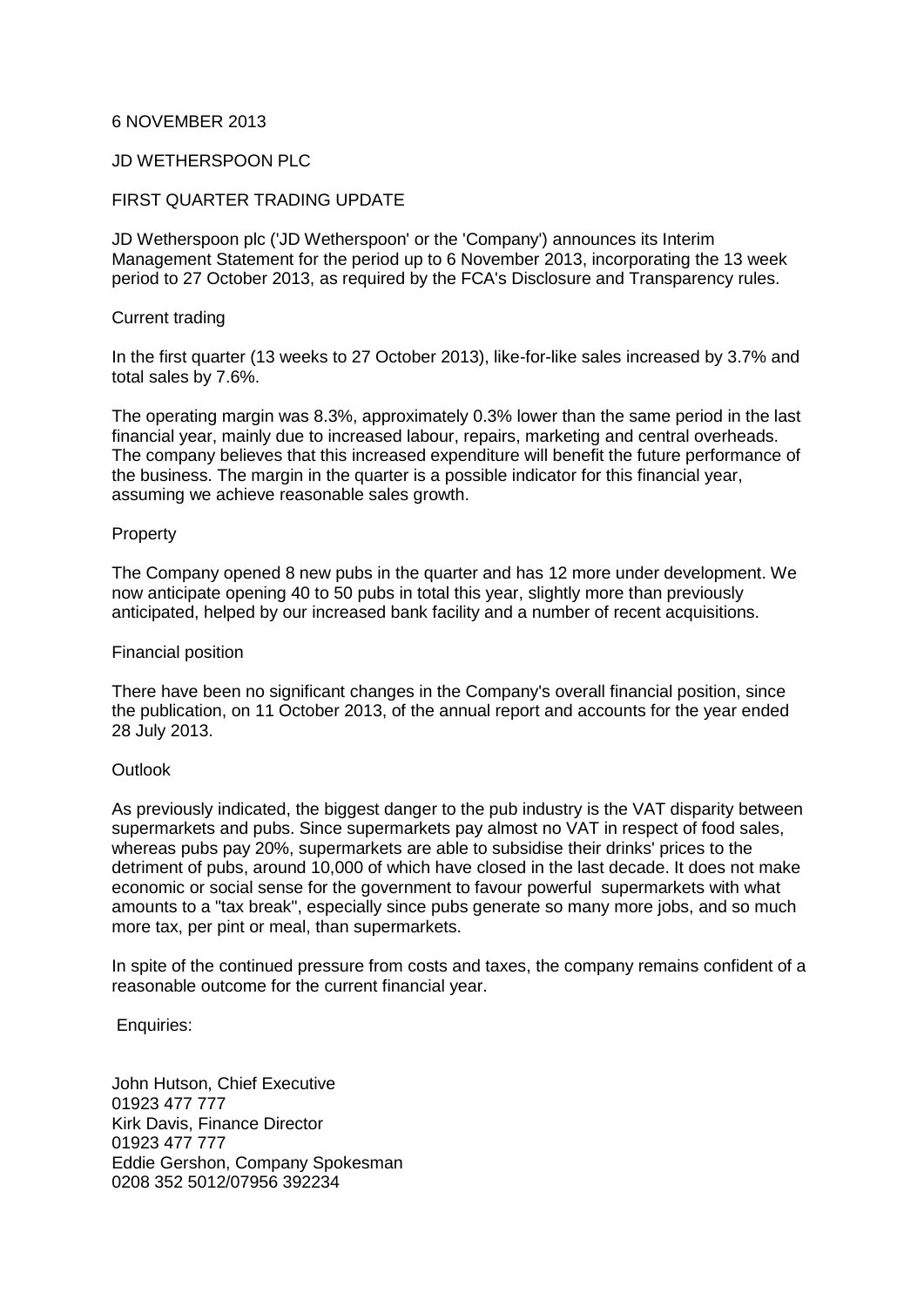6 NOVEMBER 2013

JD WETHERSPOON PLC

FIRST QUARTER TRADING UPDATE

JD Wetherspoon plc ('JD Wetherspoon' or the 'Company') announces its Interim Management Statement for the period up to 6 November 2013, incorporating the 13 week period to 27 October 2013, as required by the FCA's Disclosure and Transparency rules.

Current trading

In the first quarter (13 weeks to 27 October 2013), like-for-like sales increased by 3.7% and total sales by 7.6%.

The operating margin was 8.3%, approximately 0.3% lower than the same period in the last financial year, mainly due to increased labour, repairs, marketing and central overheads. The company believes that this increased expenditure will benefit the future performance of the business. The margin in the quarter is a possible indicator for this financial year, assuming we achieve reasonable sales growth.

Property

The Company opened 8 new pubs in the quarter and has 12 more under development. We now anticipate opening 40 to 50 pubs in total this year, slightly more than previously anticipated, helped by our increased bank facility and a number of recent acquisitions.

Financial position

There have been no significant changes in the Company's overall financial position, since the publication, on 11 October 2013, of the annual report and accounts for the year ended 28 July 2013.

Outlook

As previously indicated, the biggest danger to the pub industry is the VAT disparity between supermarkets and pubs. Since supermarkets pay almost no VAT in respect of food sales, whereas pubs pay 20%, supermarkets are able to subsidise their drinks' prices to the detriment of pubs, around 10,000 of which have closed in the last decade. It does not make economic or social sense for the government to favour powerful supermarkets with what amounts to a "tax break", especially since pubs generate so many more jobs, and so much more tax, per pint or meal, than supermarkets.

In spite of the continued pressure from costs and taxes, the company remains confident of a reasonable outcome for the current financial year.

Enquiries:

John Hutson, Chief Executive
01923 477 777
Kirk Davis, Finance Director
01923 477 777
Eddie Gershon, Company Spokesman
0208 352 5012/07956 392234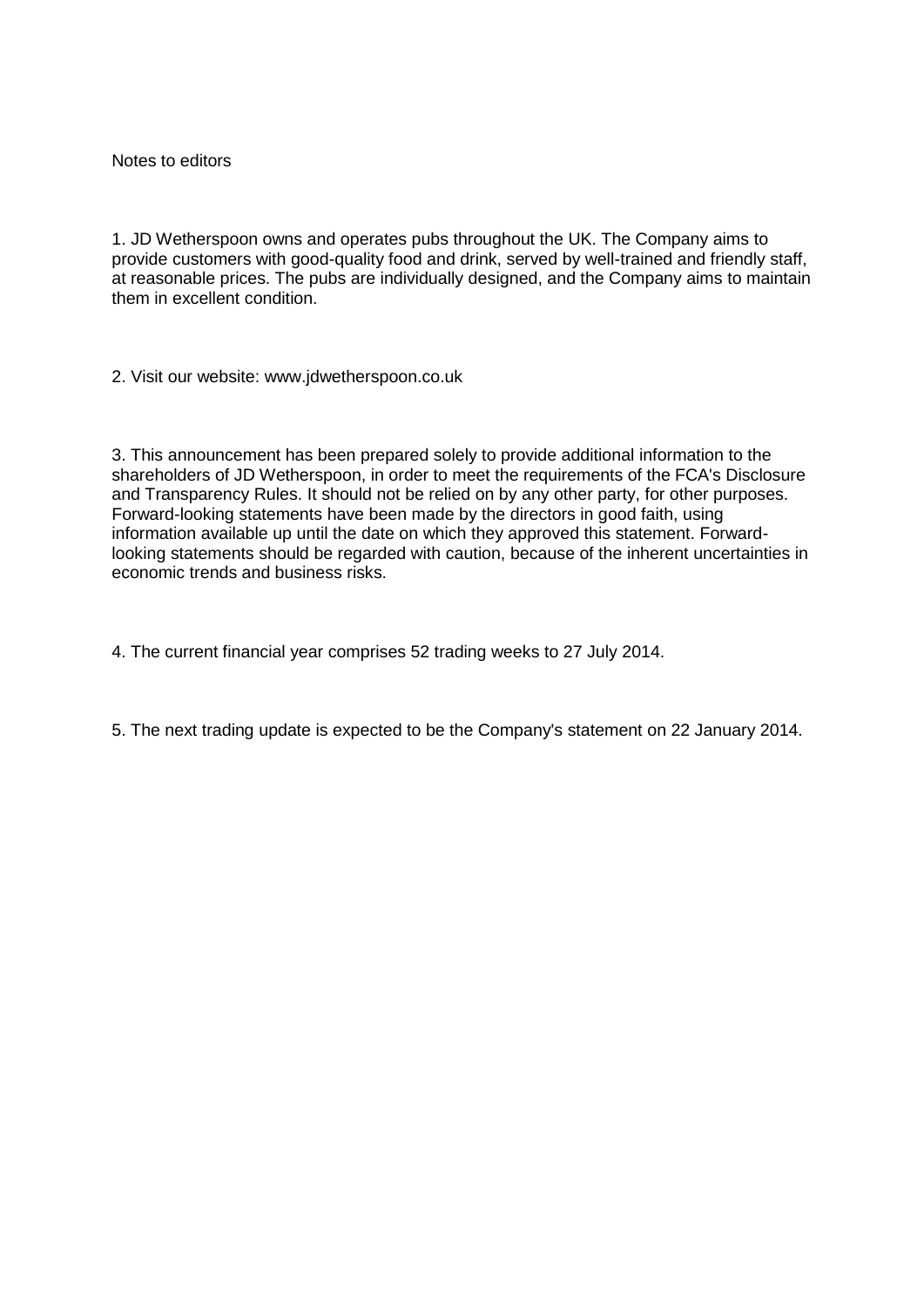Notes to editors

1. JD Wetherspoon owns and operates pubs throughout the UK. The Company aims to provide customers with good-quality food and drink, served by well-trained and friendly staff, at reasonable prices. The pubs are individually designed, and the Company aims to maintain them in excellent condition.

2. Visit our website: www.jdwetherspoon.co.uk

3. This announcement has been prepared solely to provide additional information to the shareholders of JD Wetherspoon, in order to meet the requirements of the FCA's Disclosure and Transparency Rules. It should not be relied on by any other party, for other purposes. Forward-looking statements have been made by the directors in good faith, using information available up until the date on which they approved this statement. Forward-looking statements should be regarded with caution, because of the inherent uncertainties in economic trends and business risks.

4. The current financial year comprises 52 trading weeks to 27 July 2014.

5. The next trading update is expected to be the Company's statement on 22 January 2014.